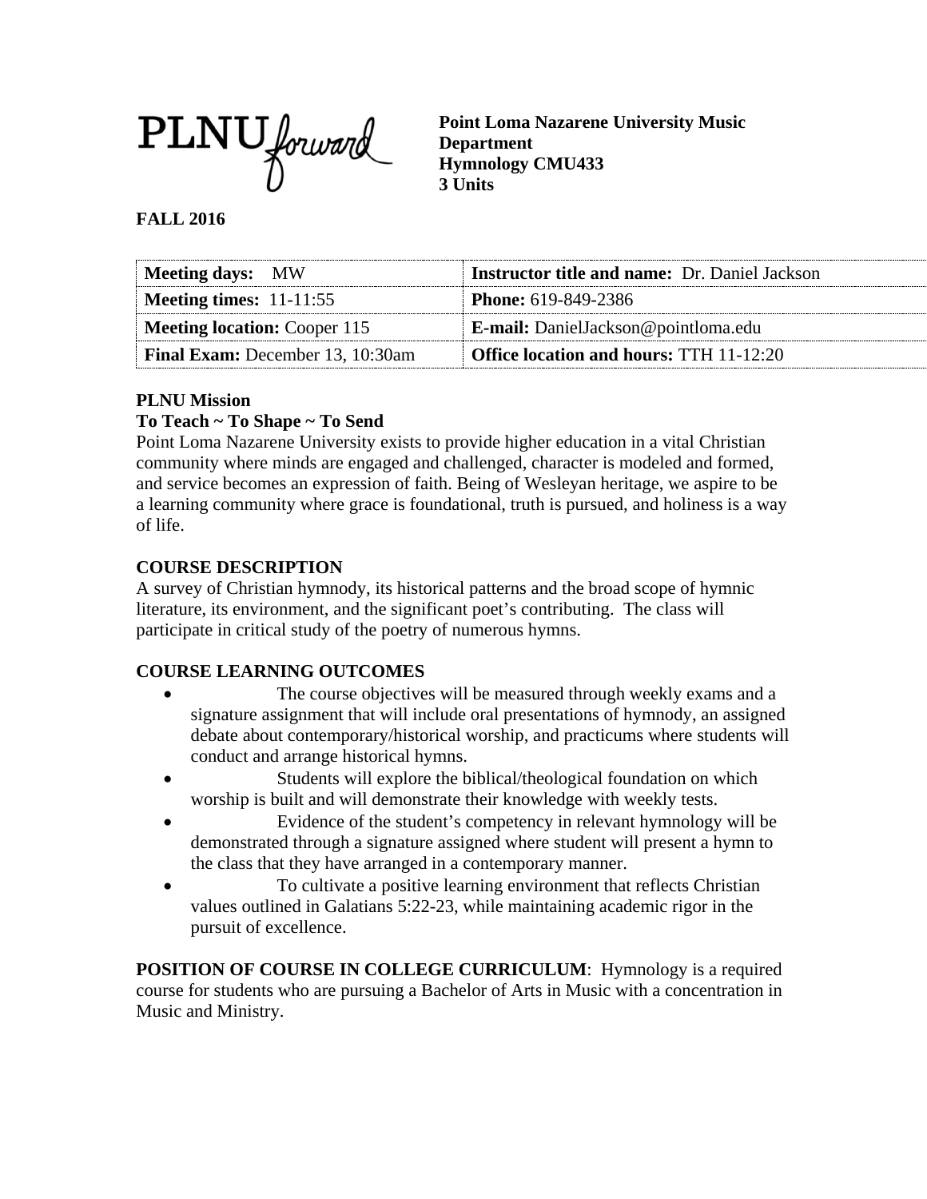PLNU forward

**Point Loma Nazarene University Music Department**
**Hymnology CMU433**
**3 Units**

**FALL 2016**

| **Meeting days:** MW | **Instructor title and name:** Dr. Daniel Jackson |
|---|---|
| **Meeting times:** 11-11:55 | **Phone:** 619-849-2386 |
| **Meeting location:** Cooper 115 | **E-mail:** DanielJackson@pointloma.edu |
| **Final Exam:** December 13, 10:30am | **Office location and hours:** TTH 11-12:20 |

**PLNU Mission**

**To Teach ~ To Shape ~ To Send**

Point Loma Nazarene University exists to provide higher education in a vital Christian community where minds are engaged and challenged, character is modeled and formed, and service becomes an expression of faith. Being of Wesleyan heritage, we aspire to be a learning community where grace is foundational, truth is pursued, and holiness is a way of life.

**COURSE DESCRIPTION**

A survey of Christian hymnody, its historical patterns and the broad scope of hymnic literature, its environment, and the significant poet's contributing. The class will participate in critical study of the poetry of numerous hymns.

**COURSE LEARNING OUTCOMES**

- The course objectives will be measured through weekly exams and a signature assignment that will include oral presentations of hymnody, an assigned debate about contemporary/historical worship, and practicums where students will conduct and arrange historical hymns.
- Students will explore the biblical/theological foundation on which worship is built and will demonstrate their knowledge with weekly tests.
- Evidence of the student's competency in relevant hymnology will be demonstrated through a signature assigned where student will present a hymn to the class that they have arranged in a contemporary manner.
- To cultivate a positive learning environment that reflects Christian values outlined in Galatians 5:22-23, while maintaining academic rigor in the pursuit of excellence.

**POSITION OF COURSE IN COLLEGE CURRICULUM**: Hymnology is a required course for students who are pursuing a Bachelor of Arts in Music with a concentration in Music and Ministry.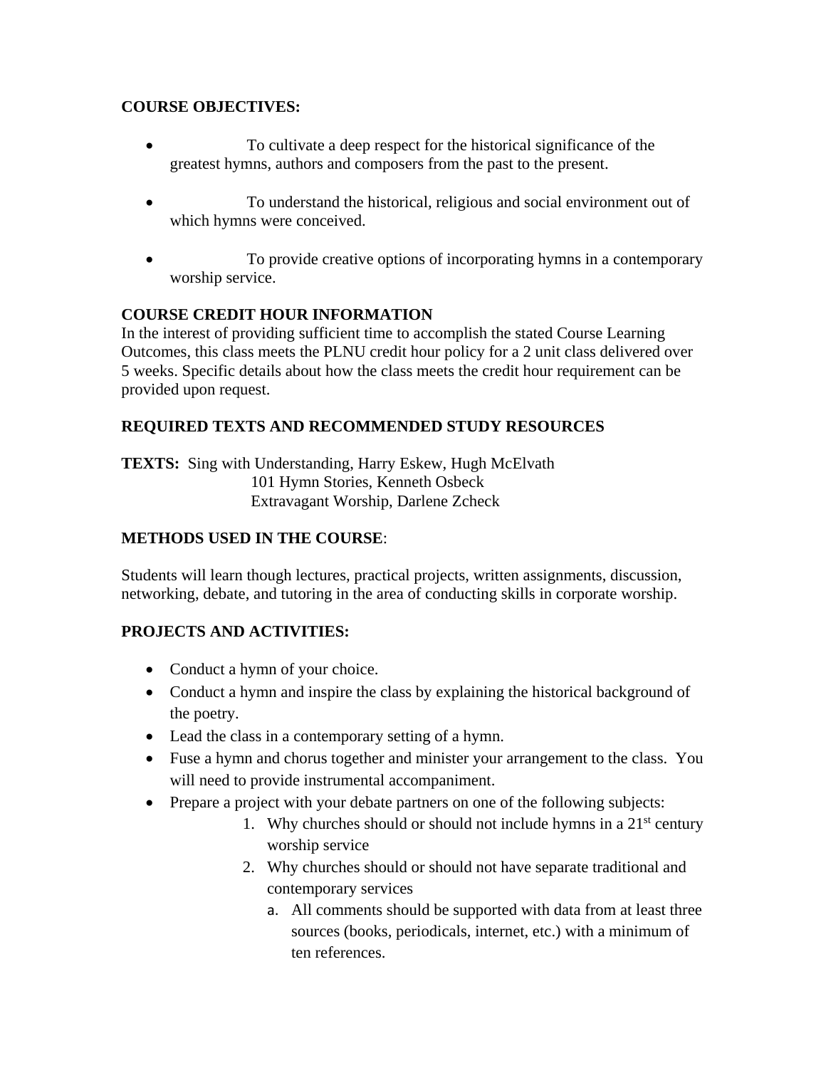**COURSE OBJECTIVES:**

- To cultivate a deep respect for the historical significance of the greatest hymns, authors and composers from the past to the present.

- To understand the historical, religious and social environment out of which hymns were conceived.

- To provide creative options of incorporating hymns in a contemporary worship service.

**COURSE CREDIT HOUR INFORMATION**

In the interest of providing sufficient time to accomplish the stated Course Learning Outcomes, this class meets the PLNU credit hour policy for a 2 unit class delivered over 5 weeks. Specific details about how the class meets the credit hour requirement can be provided upon request.

**REQUIRED TEXTS AND RECOMMENDED STUDY RESOURCES**

**TEXTS:** Sing with Understanding, Harry Eskew, Hugh McElvath
101 Hymn Stories, Kenneth Osbeck
Extravagant Worship, Darlene Zcheck

**METHODS USED IN THE COURSE**:

Students will learn though lectures, practical projects, written assignments, discussion, networking, debate, and tutoring in the area of conducting skills in corporate worship.

**PROJECTS AND ACTIVITIES:**

- Conduct a hymn of your choice.
- Conduct a hymn and inspire the class by explaining the historical background of the poetry.
- Lead the class in a contemporary setting of a hymn.
- Fuse a hymn and chorus together and minister your arrangement to the class. You will need to provide instrumental accompaniment.
- Prepare a project with your debate partners on one of the following subjects:
    1. Why churches should or should not include hymns in a 21st century worship service
    2. Why churches should or should not have separate traditional and contemporary services
        a. All comments should be supported with data from at least three sources (books, periodicals, internet, etc.) with a minimum of ten references.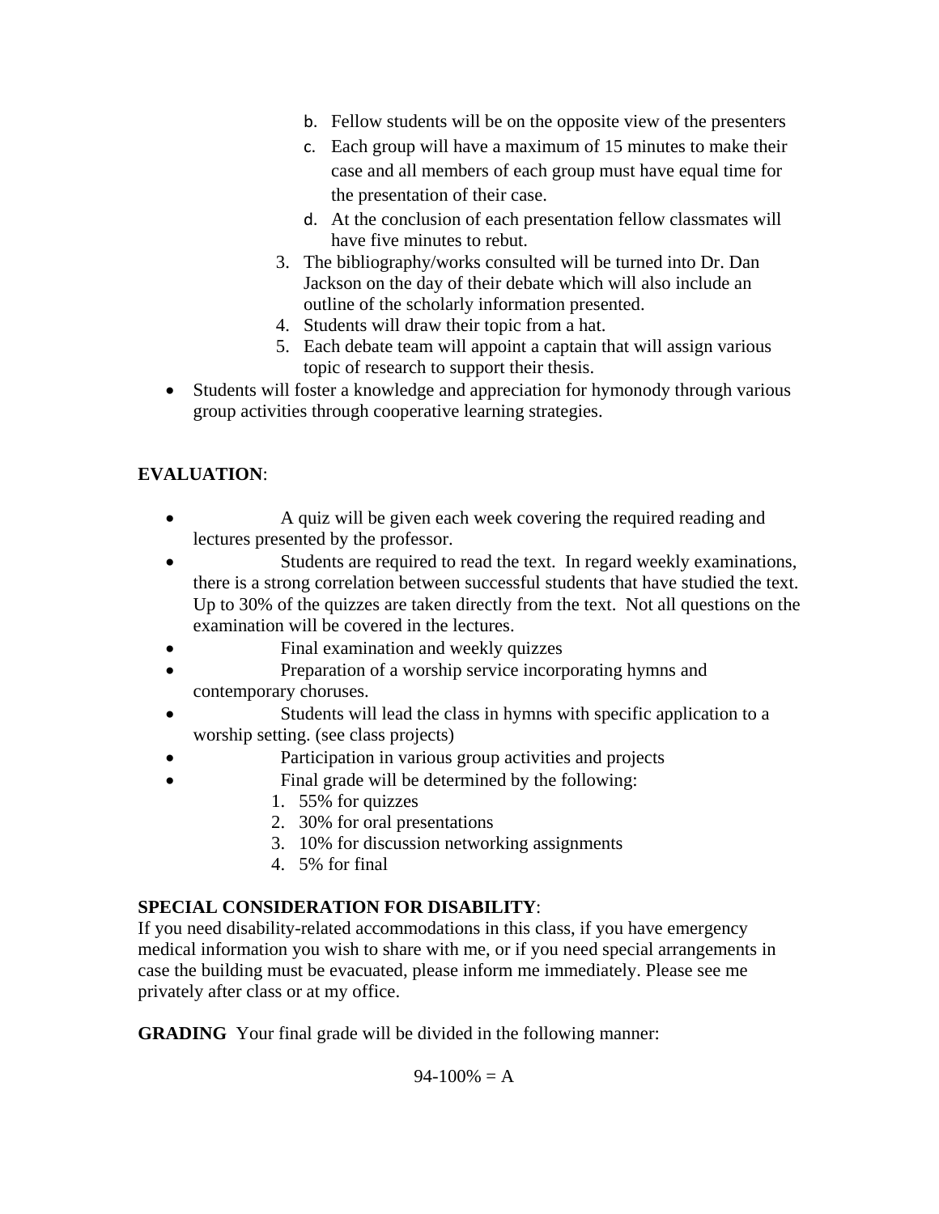b. Fellow students will be on the opposite view of the presenters
   c. Each group will have a maximum of 15 minutes to make their case and all members of each group must have equal time for the presentation of their case.
   d. At the conclusion of each presentation fellow classmates will have five minutes to rebut.
3. The bibliography/works consulted will be turned into Dr. Dan Jackson on the day of their debate which will also include an outline of the scholarly information presented.
4. Students will draw their topic from a hat.
5. Each debate team will appoint a captain that will assign various topic of research to support their thesis.

- Students will foster a knowledge and appreciation for hymonody through various group activities through cooperative learning strategies.

**EVALUATION**:

- A quiz will be given each week covering the required reading and lectures presented by the professor.
- Students are required to read the text. In regard weekly examinations, there is a strong correlation between successful students that have studied the text. Up to 30% of the quizzes are taken directly from the text. Not all questions on the examination will be covered in the lectures.
- Final examination and weekly quizzes
- Preparation of a worship service incorporating hymns and contemporary choruses.
- Students will lead the class in hymns with specific application to a worship setting. (see class projects)
- Participation in various group activities and projects
- Final grade will be determined by the following:
  1. 55% for quizzes
  2. 30% for oral presentations
  3. 10% for discussion networking assignments
  4. 5% for final

**SPECIAL CONSIDERATION FOR DISABILITY**:
If you need disability-related accommodations in this class, if you have emergency medical information you wish to share with me, or if you need special arrangements in case the building must be evacuated, please inform me immediately. Please see me privately after class or at my office.

**GRADING** Your final grade will be divided in the following manner:

94-100% = A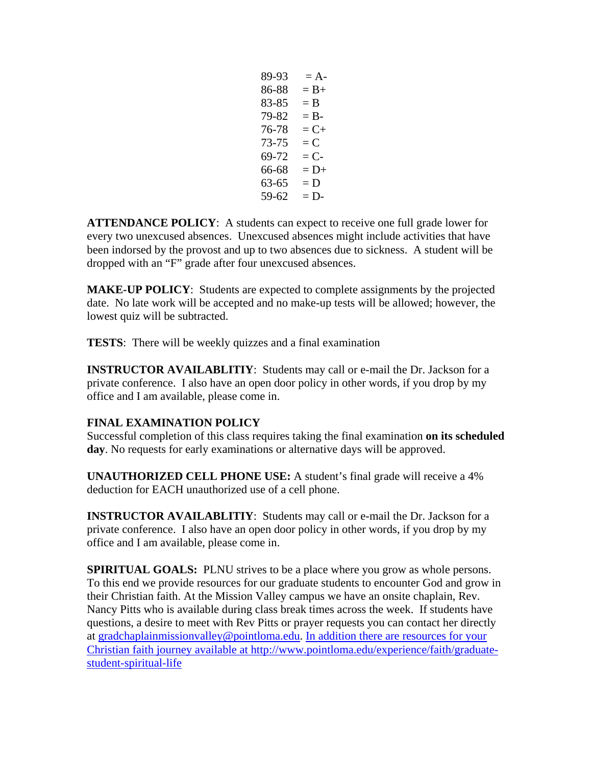89-93 = A-  
86-88 = B+  
83-85 = B  
79-82 = B-  
76-78 = C+  
73-75 = C  
69-72 = C-  
66-68 = D+  
63-65 = D  
59-62 = D-

**ATTENDANCE POLICY**: A students can expect to receive one full grade lower for every two unexcused absences. Unexcused absences might include activities that have been indorsed by the provost and up to two absences due to sickness. A student will be dropped with an "F" grade after four unexcused absences.

**MAKE-UP POLICY**: Students are expected to complete assignments by the projected date. No late work will be accepted and no make-up tests will be allowed; however, the lowest quiz will be subtracted.

**TESTS**: There will be weekly quizzes and a final examination

**INSTRUCTOR AVAILABLITIY**: Students may call or e-mail the Dr. Jackson for a private conference. I also have an open door policy in other words, if you drop by my office and I am available, please come in.

**FINAL EXAMINATION POLICY**  
Successful completion of this class requires taking the final examination **on its scheduled day**. No requests for early examinations or alternative days will be approved.

**UNAUTHORIZED CELL PHONE USE:** A student's final grade will receive a 4% deduction for EACH unauthorized use of a cell phone.

**INSTRUCTOR AVAILABLITIY**: Students may call or e-mail the Dr. Jackson for a private conference. I also have an open door policy in other words, if you drop by my office and I am available, please come in.

**SPIRITUAL GOALS:** PLNU strives to be a place where you grow as whole persons. To this end we provide resources for our graduate students to encounter God and grow in their Christian faith. At the Mission Valley campus we have an onsite chaplain, Rev. Nancy Pitts who is available during class break times across the week. If students have questions, a desire to meet with Rev Pitts or prayer requests you can contact her directly at gradchaplainmissionvalley@pointloma.edu. In addition there are resources for your Christian faith journey available at http://www.pointloma.edu/experience/faith/graduate-student-spiritual-life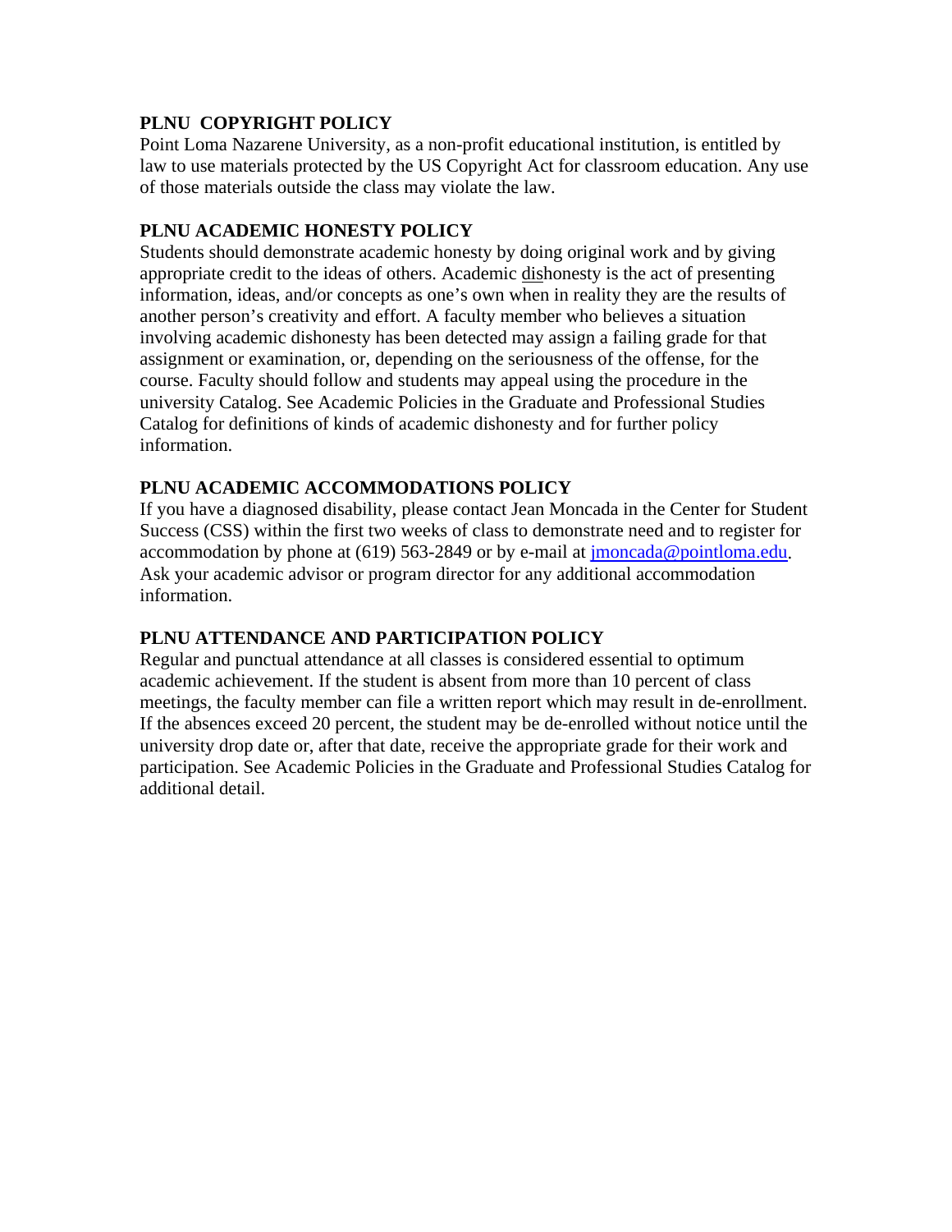**PLNU COPYRIGHT POLICY**

Point Loma Nazarene University, as a non-profit educational institution, is entitled by law to use materials protected by the US Copyright Act for classroom education. Any use of those materials outside the class may violate the law.

**PLNU ACADEMIC HONESTY POLICY**

Students should demonstrate academic honesty by doing original work and by giving appropriate credit to the ideas of others. Academic <u>dis</u>honesty is the act of presenting information, ideas, and/or concepts as one's own when in reality they are the results of another person's creativity and effort. A faculty member who believes a situation involving academic dishonesty has been detected may assign a failing grade for that assignment or examination, or, depending on the seriousness of the offense, for the course. Faculty should follow and students may appeal using the procedure in the university Catalog. See Academic Policies in the Graduate and Professional Studies Catalog for definitions of kinds of academic dishonesty and for further policy information.

**PLNU ACADEMIC ACCOMMODATIONS POLICY**

If you have a diagnosed disability, please contact Jean Moncada in the Center for Student Success (CSS) within the first two weeks of class to demonstrate need and to register for accommodation by phone at (619) 563-2849 or by e-mail at jmoncada@pointloma.edu. Ask your academic advisor or program director for any additional accommodation information.

**PLNU ATTENDANCE AND PARTICIPATION POLICY**

Regular and punctual attendance at all classes is considered essential to optimum academic achievement. If the student is absent from more than 10 percent of class meetings, the faculty member can file a written report which may result in de-enrollment. If the absences exceed 20 percent, the student may be de-enrolled without notice until the university drop date or, after that date, receive the appropriate grade for their work and participation. See Academic Policies in the Graduate and Professional Studies Catalog for additional detail.